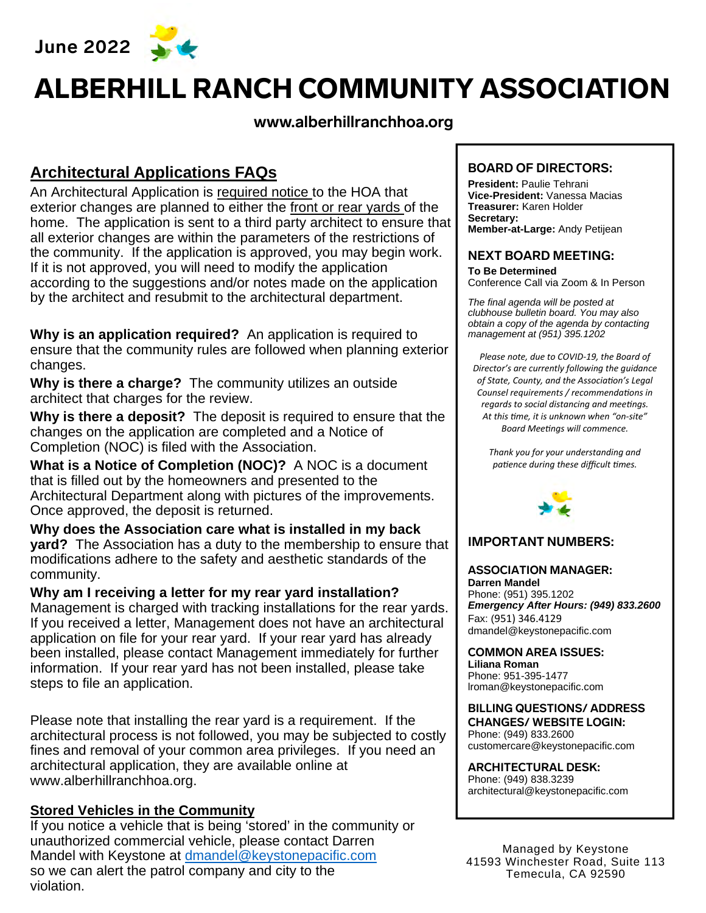June 2022

# ALBERHILL RANCH COMMUNITY ASSOCIATION

**www.alberhillranchhoa.org**

## Architectural Applications FAQs

An Architectural Application is required notice to the HOA that exterior changes are planned to either the front or rear yards of the home. The application is sent to a third party architect to ensure that all exterior changes are within the parameters of the restrictions of the community. If the application is approved, you may begin work. If it is not approved, you will need to modify the application according to the suggestions and/or notes made on the application by the architect and resubmit to the architectural department.

**Why is an application required?** An application is required to ensure that the community rules are followed when planning exterior changes.

**Why is there a charge?** The community utilizes an outside architect that charges for the review.

**Why is there a deposit?** The deposit is required to ensure that the changes on the application are completed and a Notice of Completion (NOC) is filed with the Association.

**What is a Notice of Completion (NOC)?** A NOC is a document that is filled out by the homeowners and presented to the Architectural Department along with pictures of the improvements. Once approved, the deposit is returned.

**Why does the Association care what is installed in my back yard?** The Association has a duty to the membership to ensure that modifications adhere to the safety and aesthetic standards of the community.

**Why am I receiving a letter for my rear yard installation?** Management is charged with tracking installations for the rear yards. If you received a letter, Management does not have an architectural application on file for your rear yard. If your rear yard has already been installed, please contact Management immediately for further information. If your rear yard has not been installed, please take steps to file an application.

Please note that installing the rear yard is a requirement. If the architectural process is not followed, you may be subjected to costly fines and removal of your common area privileges. If you need an architectural application, they are available online at www.alberhillranchhoa.org.

## Stored Vehicles in the Community

If you notice a vehicle that is being 'stored' in the community or unauthorized commercial vehicle, please contact Darren Mandel with Keystone at dmandel@keystonepacific.com so we can alert the patrol company and city to the violation.

### BOARD OF DIRECTORS:

**President:** Paulie Tehrani
**Vice-President:** Vanessa Macias
**Treasurer:** Karen Holder
**Secretary:**
**Member-at-Large:** Andy Petijean

### NEXT BOARD MEETING:

**To Be Determined**
Conference Call via Zoom & In Person

*The final agenda will be posted at clubhouse bulletin board. You may also obtain a copy of the agenda by contacting management at (951) 395.1202*

*Please note, due to COVID-19, the Board of Director's are currently following the guidance of State, County, and the Association's Legal Counsel requirements / recommendations in regards to social distancing and meetings. At this time, it is unknown when "on-site" Board Meetings will commence.*

*Thank you for your understanding and patience during these difficult times.*

### IMPORTANT NUMBERS:

**ASSOCIATION MANAGER:**
**Darren Mandel**
Phone: (951) 395.1202
***Emergency After Hours: (949) 833.2600***
Fax: (951) 346.4129
dmandel@keystonepacific.com

**COMMON AREA ISSUES:**
**Liliana Roman**
Phone: 951-395-1477
lroman@keystonepacific.com

**BILLING QUESTIONS/ ADDRESS CHANGES/ WEBSITE LOGIN:**
Phone: (949) 833.2600
customercare@keystonepacific.com

**ARCHITECTURAL DESK:**
Phone: (949) 838.3239
architectural@keystonepacific.com

Managed by Keystone
41593 Winchester Road, Suite 113
Temecula, CA 92590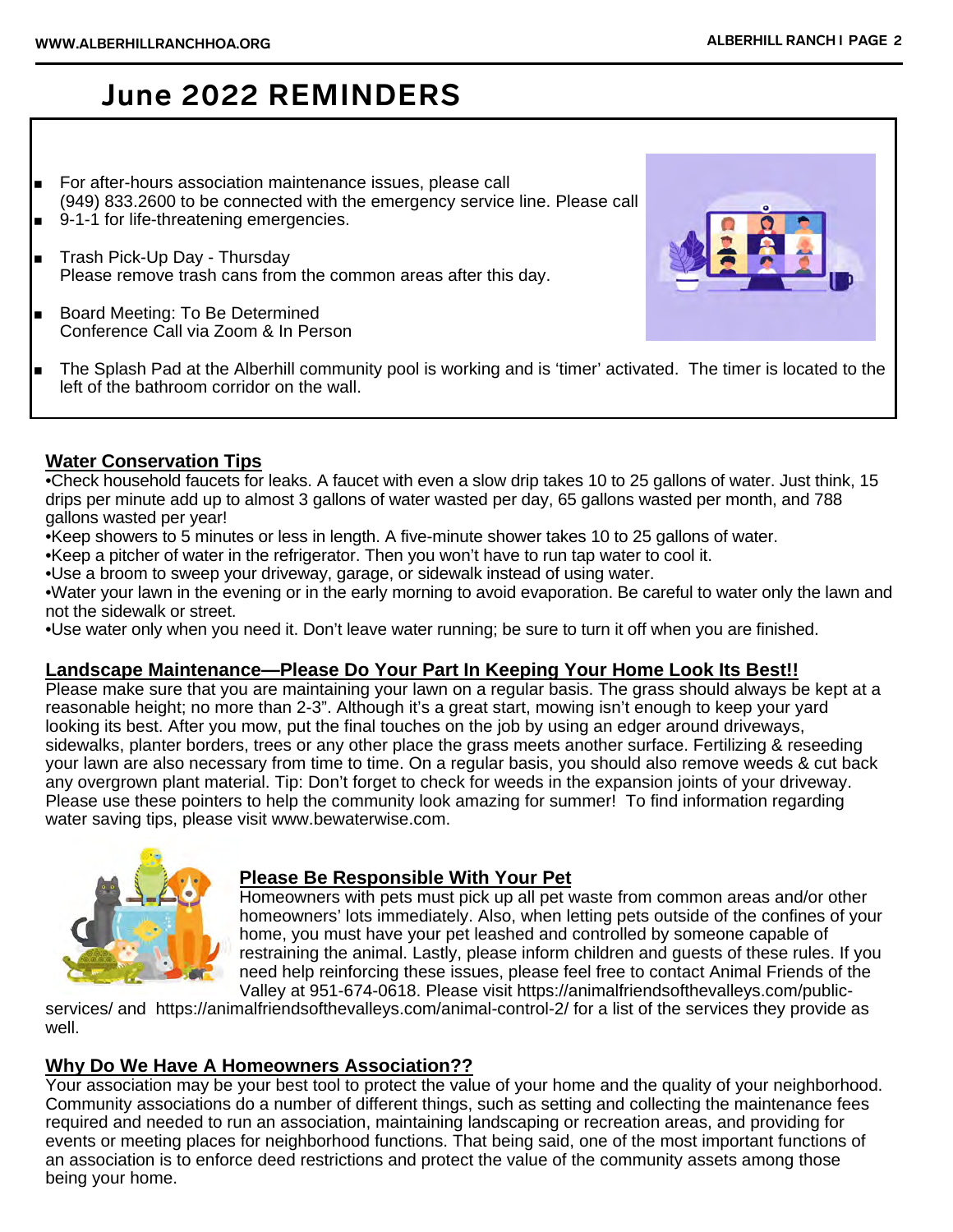# June 2022 REMINDERS

- For after-hours association maintenance issues, please call (949) 833.2600 to be connected with the emergency service line. Please call
- 9-1-1 for life-threatening emergencies.
- Trash Pick-Up Day - Thursday
  Please remove trash cans from the common areas after this day.
- Board Meeting: To Be Determined
  Conference Call via Zoom & In Person
- The Splash Pad at the Alberhill community pool is working and is 'timer' activated. The timer is located to the left of the bathroom corridor on the wall.

## Water Conservation Tips

•Check household faucets for leaks. A faucet with even a slow drip takes 10 to 25 gallons of water. Just think, 15 drips per minute add up to almost 3 gallons of water wasted per day, 65 gallons wasted per month, and 788 gallons wasted per year!
•Keep showers to 5 minutes or less in length. A five-minute shower takes 10 to 25 gallons of water.
•Keep a pitcher of water in the refrigerator. Then you won't have to run tap water to cool it.
•Use a broom to sweep your driveway, garage, or sidewalk instead of using water.
•Water your lawn in the evening or in the early morning to avoid evaporation. Be careful to water only the lawn and not the sidewalk or street.
•Use water only when you need it. Don't leave water running; be sure to turn it off when you are finished.

## Landscape Maintenance—Please Do Your Part In Keeping Your Home Look Its Best!!

Please make sure that you are maintaining your lawn on a regular basis. The grass should always be kept at a reasonable height; no more than 2-3". Although it's a great start, mowing isn't enough to keep your yard looking its best. After you mow, put the final touches on the job by using an edger around driveways, sidewalks, planter borders, trees or any other place the grass meets another surface. Fertilizing & reseeding your lawn are also necessary from time to time. On a regular basis, you should also remove weeds & cut back any overgrown plant material. Tip: Don't forget to check for weeds in the expansion joints of your driveway. Please use these pointers to help the community look amazing for summer! To find information regarding water saving tips, please visit www.bewaterwise.com.

## Please Be Responsible With Your Pet

Homeowners with pets must pick up all pet waste from common areas and/or other homeowners' lots immediately. Also, when letting pets outside of the confines of your home, you must have your pet leashed and controlled by someone capable of restraining the animal. Lastly, please inform children and guests of these rules. If you need help reinforcing these issues, please feel free to contact Animal Friends of the Valley at 951-674-0618. Please visit https://animalfriendsofthevalleys.com/public-services/ and https://animalfriendsofthevalleys.com/animal-control-2/ for a list of the services they provide as well.

## Why Do We Have A Homeowners Association??

Your association may be your best tool to protect the value of your home and the quality of your neighborhood. Community associations do a number of different things, such as setting and collecting the maintenance fees required and needed to run an association, maintaining landscaping or recreation areas, and providing for events or meeting places for neighborhood functions. That being said, one of the most important functions of an association is to enforce deed restrictions and protect the value of the community assets among those being your home.